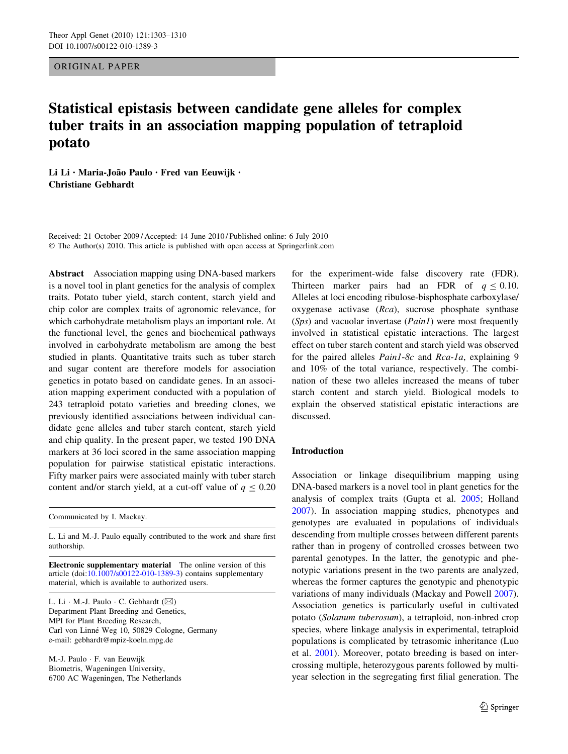ORIGINAL PAPER

# Statistical epistasis between candidate gene alleles for complex tuber traits in an association mapping population of tetraploid potato

**Li Li · Maria-João Paulo · Fred van Eeuwijk · Christiane Gebhardt**

Received: 21 October 2009 / Accepted: 14 June 2010 / Published online: 6 July 2010
© The Author(s) 2010. This article is published with open access at Springerlink.com

**Abstract** Association mapping using DNA-based markers is a novel tool in plant genetics for the analysis of complex traits. Potato tuber yield, starch content, starch yield and chip color are complex traits of agronomic relevance, for which carbohydrate metabolism plays an important role. At the functional level, the genes and biochemical pathways involved in carbohydrate metabolism are among the best studied in plants. Quantitative traits such as tuber starch and sugar content are therefore models for association genetics in potato based on candidate genes. In an association mapping experiment conducted with a population of 243 tetraploid potato varieties and breeding clones, we previously identified associations between individual candidate gene alleles and tuber starch content, starch yield and chip quality. In the present paper, we tested 190 DNA markers at 36 loci scored in the same association mapping population for pairwise statistical epistatic interactions. Fifty marker pairs were associated mainly with tuber starch content and/or starch yield, at a cut-off value of $q \leq 0.20$ for the experiment-wide false discovery rate (FDR). Thirteen marker pairs had an FDR of $q \leq 0.10$. Alleles at loci encoding ribulose-bisphosphate carboxylase/oxygenase activase (*Rca*), sucrose phosphate synthase (*Sps*) and vacuolar invertase (*Pain1*) were most frequently involved in statistical epistatic interactions. The largest effect on tuber starch content and starch yield was observed for the paired alleles *Pain1-8c* and *Rca-1a*, explaining 9 and 10% of the total variance, respectively. The combination of these two alleles increased the means of tuber starch content and starch yield. Biological models to explain the observed statistical epistatic interactions are discussed.

Communicated by I. Mackay.

L. Li and M.-J. Paulo equally contributed to the work and share first authorship.

**Electronic supplementary material** The online version of this article (doi:10.1007/s00122-010-1389-3) contains supplementary material, which is available to authorized users.

L. Li · M.-J. Paulo · C. Gebhardt (✉)
Department Plant Breeding and Genetics,
MPI for Plant Breeding Research,
Carl von Linné Weg 10, 50829 Cologne, Germany
e-mail: gebhardt@mpiz-koeln.mpg.de

M.-J. Paulo · F. van Eeuwijk
Biometris, Wageningen University,
6700 AC Wageningen, The Netherlands

## Introduction

Association or linkage disequilibrium mapping using DNA-based markers is a novel tool in plant genetics for the analysis of complex traits (Gupta et al. 2005; Holland 2007). In association mapping studies, phenotypes and genotypes are evaluated in populations of individuals descending from multiple crosses between different parents rather than in progeny of controlled crosses between two parental genotypes. In the latter, the genotypic and phenotypic variations present in the two parents are analyzed, whereas the former captures the genotypic and phenotypic variations of many individuals (Mackay and Powell 2007). Association genetics is particularly useful in cultivated potato (*Solanum tuberosum*), a tetraploid, non-inbred crop species, where linkage analysis in experimental, tetraploid populations is complicated by tetrasomic inheritance (Luo et al. 2001). Moreover, potato breeding is based on intercrossing multiple, heterozygous parents followed by multiyear selection in the segregating first filial generation. The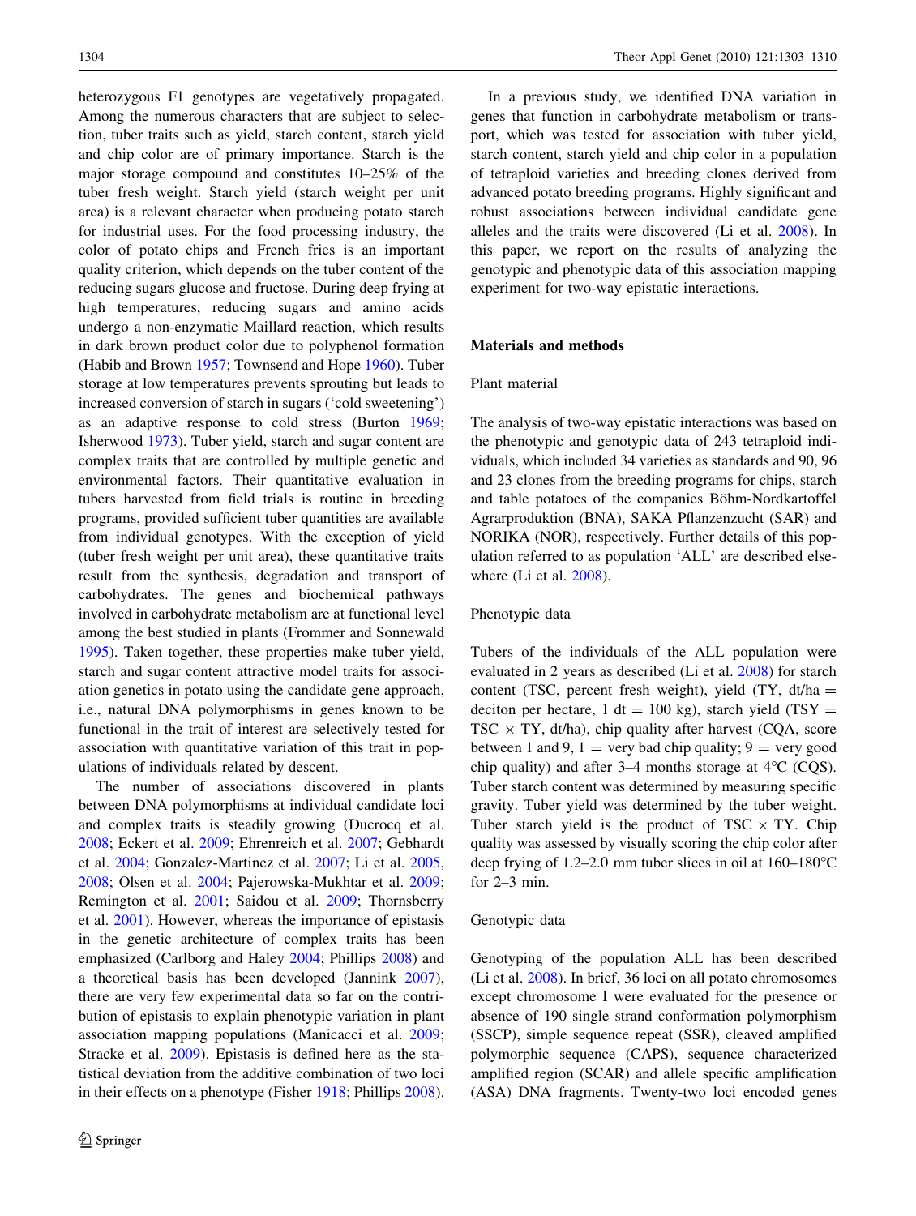heterozygous F1 genotypes are vegetatively propagated. Among the numerous characters that are subject to selection, tuber traits such as yield, starch content, starch yield and chip color are of primary importance. Starch is the major storage compound and constitutes 10–25% of the tuber fresh weight. Starch yield (starch weight per unit area) is a relevant character when producing potato starch for industrial uses. For the food processing industry, the color of potato chips and French fries is an important quality criterion, which depends on the tuber content of the reducing sugars glucose and fructose. During deep frying at high temperatures, reducing sugars and amino acids undergo a non-enzymatic Maillard reaction, which results in dark brown product color due to polyphenol formation (Habib and Brown 1957; Townsend and Hope 1960). Tuber storage at low temperatures prevents sprouting but leads to increased conversion of starch in sugars ('cold sweetening') as an adaptive response to cold stress (Burton 1969; Isherwood 1973). Tuber yield, starch and sugar content are complex traits that are controlled by multiple genetic and environmental factors. Their quantitative evaluation in tubers harvested from field trials is routine in breeding programs, provided sufficient tuber quantities are available from individual genotypes. With the exception of yield (tuber fresh weight per unit area), these quantitative traits result from the synthesis, degradation and transport of carbohydrates. The genes and biochemical pathways involved in carbohydrate metabolism are at functional level among the best studied in plants (Frommer and Sonnewald 1995). Taken together, these properties make tuber yield, starch and sugar content attractive model traits for association genetics in potato using the candidate gene approach, i.e., natural DNA polymorphisms in genes known to be functional in the trait of interest are selectively tested for association with quantitative variation of this trait in populations of individuals related by descent.

The number of associations discovered in plants between DNA polymorphisms at individual candidate loci and complex traits is steadily growing (Ducrocq et al. 2008; Eckert et al. 2009; Ehrenreich et al. 2007; Gebhardt et al. 2004; Gonzalez-Martinez et al. 2007; Li et al. 2005, 2008; Olsen et al. 2004; Pajerowska-Mukhtar et al. 2009; Remington et al. 2001; Saidou et al. 2009; Thornsberry et al. 2001). However, whereas the importance of epistasis in the genetic architecture of complex traits has been emphasized (Carlborg and Haley 2004; Phillips 2008) and a theoretical basis has been developed (Jannink 2007), there are very few experimental data so far on the contribution of epistasis to explain phenotypic variation in plant association mapping populations (Manicacci et al. 2009; Stracke et al. 2009). Epistasis is defined here as the statistical deviation from the additive combination of two loci in their effects on a phenotype (Fisher 1918; Phillips 2008).

In a previous study, we identified DNA variation in genes that function in carbohydrate metabolism or transport, which was tested for association with tuber yield, starch content, starch yield and chip color in a population of tetraploid varieties and breeding clones derived from advanced potato breeding programs. Highly significant and robust associations between individual candidate gene alleles and the traits were discovered (Li et al. 2008). In this paper, we report on the results of analyzing the genotypic and phenotypic data of this association mapping experiment for two-way epistatic interactions.

## Materials and methods

### Plant material

The analysis of two-way epistatic interactions was based on the phenotypic and genotypic data of 243 tetraploid individuals, which included 34 varieties as standards and 90, 96 and 23 clones from the breeding programs for chips, starch and table potatoes of the companies Böhm-Nordkartoffel Agrarproduktion (BNA), SAKA Pflanzenzucht (SAR) and NORIKA (NOR), respectively. Further details of this population referred to as population 'ALL' are described elsewhere (Li et al. 2008).

### Phenotypic data

Tubers of the individuals of the ALL population were evaluated in 2 years as described (Li et al. 2008) for starch content (TSC, percent fresh weight), yield (TY, dt/ha = deciton per hectare, 1 dt = 100 kg), starch yield (TSY = TSC × TY, dt/ha), chip quality after harvest (CQA, score between 1 and 9, 1 = very bad chip quality; 9 = very good chip quality) and after 3–4 months storage at 4°C (CQS). Tuber starch content was determined by measuring specific gravity. Tuber yield was determined by the tuber weight. Tuber starch yield is the product of TSC × TY. Chip quality was assessed by visually scoring the chip color after deep frying of 1.2–2.0 mm tuber slices in oil at 160–180°C for 2–3 min.

### Genotypic data

Genotyping of the population ALL has been described (Li et al. 2008). In brief, 36 loci on all potato chromosomes except chromosome I were evaluated for the presence or absence of 190 single strand conformation polymorphism (SSCP), simple sequence repeat (SSR), cleaved amplified polymorphic sequence (CAPS), sequence characterized amplified region (SCAR) and allele specific amplification (ASA) DNA fragments. Twenty-two loci encoded genes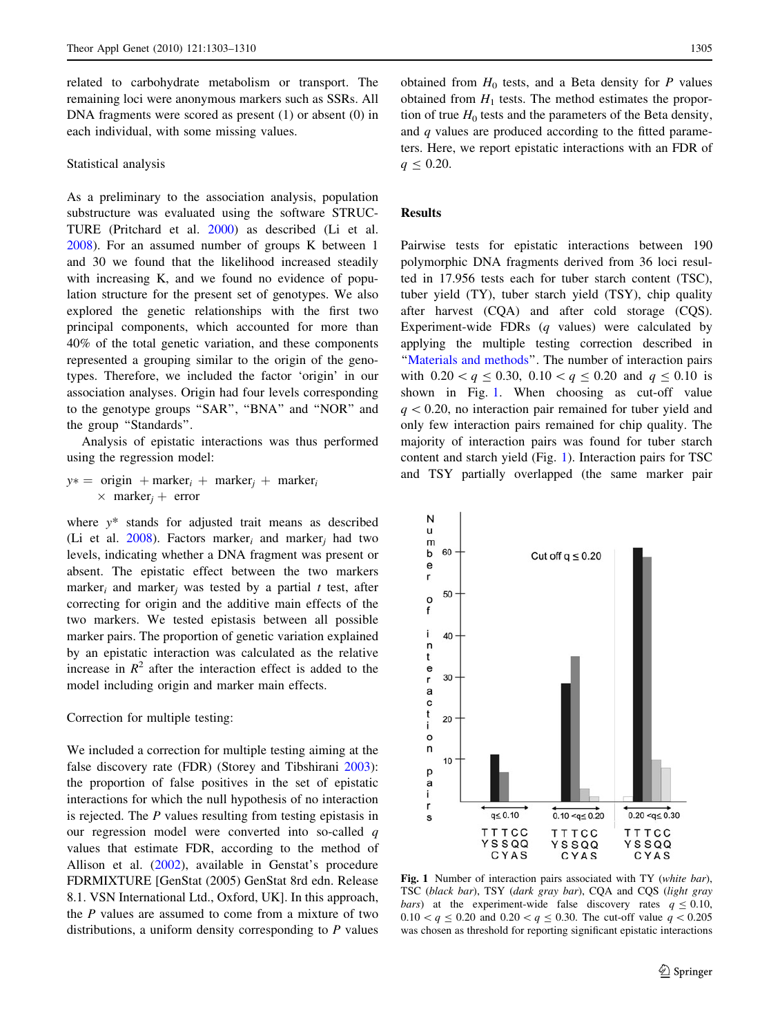related to carbohydrate metabolism or transport. The remaining loci were anonymous markers such as SSRs. All DNA fragments were scored as present (1) or absent (0) in each individual, with some missing values.

### Statistical analysis

As a preliminary to the association analysis, population substructure was evaluated using the software STRUCTURE (Pritchard et al. 2000) as described (Li et al. 2008). For an assumed number of groups K between 1 and 30 we found that the likelihood increased steadily with increasing K, and we found no evidence of population structure for the present set of genotypes. We also explored the genetic relationships with the first two principal components, which accounted for more than 40% of the total genetic variation, and these components represented a grouping similar to the origin of the genotypes. Therefore, we included the factor 'origin' in our association analyses. Origin had four levels corresponding to the genotype groups "SAR", "BNA" and "NOR" and the group "Standards".

Analysis of epistatic interactions was thus performed using the regression model:

$$y* = \text{origin} + \text{marker}_i + \text{marker}_j + \text{marker}_i \times \text{marker}_j + \text{error}$$

where $y^*$ stands for adjusted trait means as described (Li et al. 2008). Factors $\text{marker}_i$ and $\text{marker}_j$ had two levels, indicating whether a DNA fragment was present or absent. The epistatic effect between the two markers $\text{marker}_i$ and $\text{marker}_j$ was tested by a partial $t$ test, after correcting for origin and the additive main effects of the two markers. We tested epistasis between all possible marker pairs. The proportion of genetic variation explained by an epistatic interaction was calculated as the relative increase in $R^2$ after the interaction effect is added to the model including origin and marker main effects.

### Correction for multiple testing:

We included a correction for multiple testing aiming at the false discovery rate (FDR) (Storey and Tibshirani 2003): the proportion of false positives in the set of epistatic interactions for which the null hypothesis of no interaction is rejected. The $P$ values resulting from testing epistasis in our regression model were converted into so-called $q$ values that estimate FDR, according to the method of Allison et al. (2002), available in Genstat's procedure FDRMIXTURE [GenStat (2005) GenStat 8rd edn. Release 8.1. VSN International Ltd., Oxford, UK]. In this approach, the $P$ values are assumed to come from a mixture of two distributions, a uniform density corresponding to $P$ values obtained from $H_0$ tests, and a Beta density for $P$ values obtained from $H_1$ tests. The method estimates the proportion of true $H_0$ tests and the parameters of the Beta density, and $q$ values are produced according to the fitted parameters. Here, we report epistatic interactions with an FDR of $q \leq 0.20$.

## Results

Pairwise tests for epistatic interactions between 190 polymorphic DNA fragments derived from 36 loci resulted in 17.956 tests each for tuber starch content (TSC), tuber yield (TY), tuber starch yield (TSY), chip quality after harvest (CQA) and after cold storage (CQS). Experiment-wide FDRs ($q$ values) were calculated by applying the multiple testing correction described in "Materials and methods". The number of interaction pairs with $0.20 < q \leq 0.30$, $0.10 < q \leq 0.20$ and $q \leq 0.10$ is shown in Fig. 1. When choosing as cut-off value $q < 0.20$, no interaction pair remained for tuber yield and only few interaction pairs remained for chip quality. The majority of interaction pairs was found for tuber starch content and starch yield (Fig. 1). Interaction pairs for TSC and TSY partially overlapped (the same marker pair

**Fig. 1** Number of interaction pairs associated with TY (*white bar*), TSC (*black bar*), TSY (*dark gray bar*), CQA and CQS (*light gray bars*) at the experiment-wide false discovery rates $q \leq 0.10$, $0.10 < q \leq 0.20$ and $0.20 < q \leq 0.30$. The cut-off value $q < 0.205$ was chosen as threshold for reporting significant epistatic interactions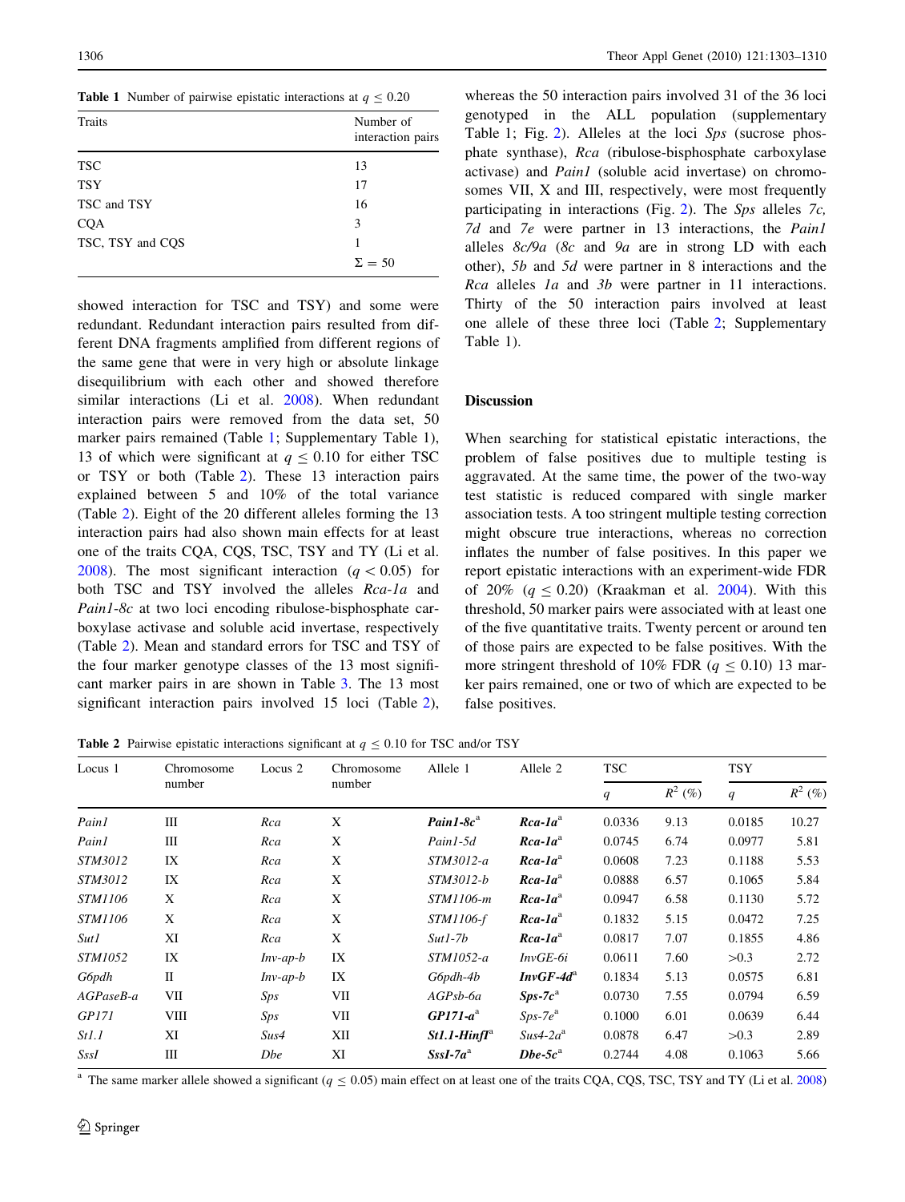**Table 1** Number of pairwise epistatic interactions at $q \leq 0.20$

| Traits | Number of interaction pairs |
|---|---|
| TSC | 13 |
| TSY | 17 |
| TSC and TSY | 16 |
| CQA | 3 |
| TSC, TSY and CQS | 1 |
| | $\Sigma = 50$ |

showed interaction for TSC and TSY) and some were redundant. Redundant interaction pairs resulted from different DNA fragments amplified from different regions of the same gene that were in very high or absolute linkage disequilibrium with each other and showed therefore similar interactions (Li et al. 2008). When redundant interaction pairs were removed from the data set, 50 marker pairs remained (Table 1; Supplementary Table 1), 13 of which were significant at $q \leq 0.10$ for either TSC or TSY or both (Table 2). These 13 interaction pairs explained between 5 and 10% of the total variance (Table 2). Eight of the 20 different alleles forming the 13 interaction pairs had also shown main effects for at least one of the traits CQA, CQS, TSC, TSY and TY (Li et al. 2008). The most significant interaction ($q < 0.05$) for both TSC and TSY involved the alleles *Rca-1a* and *Pain1-8c* at two loci encoding ribulose-bisphosphate carboxylase activase and soluble acid invertase, respectively (Table 2). Mean and standard errors for TSC and TSY of the four marker genotype classes of the 13 most significant marker pairs in are shown in Table 3. The 13 most significant interaction pairs involved 15 loci (Table 2), whereas the 50 interaction pairs involved 31 of the 36 loci genotyped in the ALL population (supplementary Table 1; Fig. 2). Alleles at the loci *Sps* (sucrose phosphate synthase), *Rca* (ribulose-bisphosphate carboxylase activase) and *Pain1* (soluble acid invertase) on chromosomes VII, X and III, respectively, were most frequently participating in interactions (Fig. 2). The *Sps* alleles *7c, 7d* and *7e* were partner in 13 interactions, the *Pain1* alleles *8c/9a* (*8c* and *9a* are in strong LD with each other), *5b* and *5d* were partner in 8 interactions and the *Rca* alleles *1a* and *3b* were partner in 11 interactions. Thirty of the 50 interaction pairs involved at least one allele of these three loci (Table 2; Supplementary Table 1).

## Discussion

When searching for statistical epistatic interactions, the problem of false positives due to multiple testing is aggravated. At the same time, the power of the two-way test statistic is reduced compared with single marker association tests. A too stringent multiple testing correction might obscure true interactions, whereas no correction inflates the number of false positives. In this paper we report epistatic interactions with an experiment-wide FDR of 20% ($q \leq 0.20$) (Kraakman et al. 2004). With this threshold, 50 marker pairs were associated with at least one of the five quantitative traits. Twenty percent or around ten of those pairs are expected to be false positives. With the more stringent threshold of 10% FDR ($q \leq 0.10$) 13 marker pairs remained, one or two of which are expected to be false positives.

**Table 2** Pairwise epistatic interactions significant at $q \leq 0.10$ for TSC and/or TSY

| Locus 1 | Chromosome number | Locus 2 | Chromosome number | Allele 1 | Allele 2 | TSC | | TSY | |
|---|---|---|---|---|---|---|---|---|---|
| | | | | | | $q$ | $R^2$ (%) | $q$ | $R^2$ (%) |
| *Pain1* | III | *Rca* | X | ***Pain1-8c***[a] | ***Rca-1a***[a] | 0.0336 | 9.13 | 0.0185 | 10.27 |
| *Pain1* | III | *Rca* | X | *Pain1-5d* | ***Rca-1a***[a] | 0.0745 | 6.74 | 0.0977 | 5.81 |
| *STM3012* | IX | *Rca* | X | *STM3012-a* | ***Rca-1a***[a] | 0.0608 | 7.23 | 0.1188 | 5.53 |
| *STM3012* | IX | *Rca* | X | *STM3012-b* | ***Rca-1a***[a] | 0.0888 | 6.57 | 0.1065 | 5.84 |
| *STM1106* | X | *Rca* | X | *STM1106-m* | ***Rca-1a***[a] | 0.0947 | 6.58 | 0.1130 | 5.72 |
| *STM1106* | X | *Rca* | X | *STM1106-f* | ***Rca-1a***[a] | 0.1832 | 5.15 | 0.0472 | 7.25 |
| *Sut1* | XI | *Rca* | X | *Sut1-7b* | ***Rca-1a***[a] | 0.0817 | 7.07 | 0.1855 | 4.86 |
| *STM1052* | IX | *Inv-ap-b* | IX | *STM1052-a* | *InvGE-6i* | 0.0611 | 7.60 | >0.3 | 2.72 |
| *G6pdh* | II | *Inv-ap-b* | IX | *G6pdh-4b* | ***InvGF-4d***[a] | 0.1834 | 5.13 | 0.0575 | 6.81 |
| *AGPaseB-a* | VII | *Sps* | VII | *AGPsb-6a* | ***Sps-7c***[a] | 0.0730 | 7.55 | 0.0794 | 6.59 |
| *GP171* | VIII | *Sps* | VII | ***GP171-a***[a] | *Sps-7e*[a] | 0.1000 | 6.01 | 0.0639 | 6.44 |
| *St1.1* | XI | *Sus4* | XII | ***St1.1-HinfI***[a] | *Sus4-2a*[a] | 0.0878 | 6.47 | >0.3 | 2.89 |
| *SssI* | III | *Dbe* | XI | ***SssI-7a***[a] | ***Dbe-5c***[a] | 0.2744 | 4.08 | 0.1063 | 5.66 |

[a] The same marker allele showed a significant ($q \leq 0.05$) main effect on at least one of the traits CQA, CQS, TSC, TSY and TY (Li et al. 2008)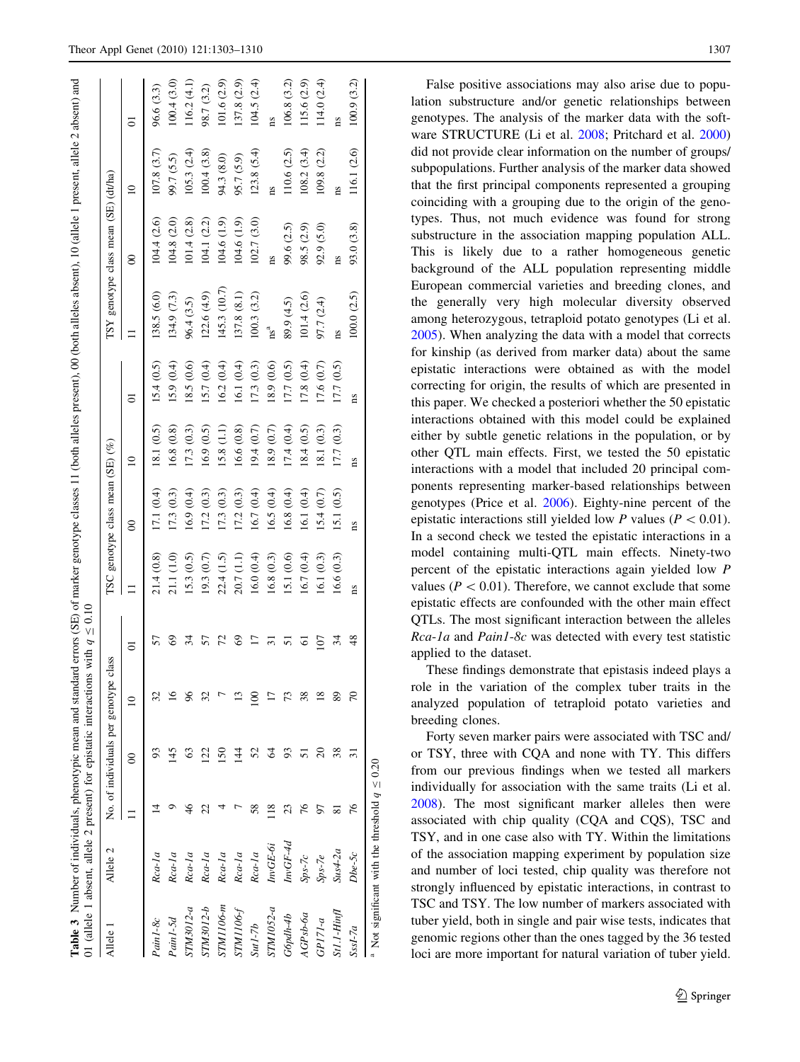**Table 3** Number of individuals, phenotypic mean and standard errors (SE) of marker genotype classes 11 (both alleles present), 00 (both alleles absent), 10 (allele 1 present, allele 2 absent) and 01 (allele 1 absent, allele 2 present) for epistatic interactions with $q \leq 0.10$

| Allele 1 | Allele 2 | No. of individuals per genotype class | | | | TSC genotype class mean (SE) (%) | | | | TSY genotype class mean (SE) (dt/ha) | | | |
|---|---|---|---|---|---|---|---|---|---|---|---|---|---|
| | | 11 | 00 | 10 | 01 | 11 | 00 | 10 | 01 | 11 | 00 | 10 | 01 |
| *Pain1-8c* | *Rca-1a* | 14 | 93 | 32 | 57 | 21.4 (0.8) | 17.1 (0.4) | 18.1 (0.5) | 15.4 (0.5) | 138.5 (6.0) | 104.4 (2.6) | 107.8 (3.7) | 96.6 (3.3) |
| *Pain1-5d* | *Rca-1a* | 9 | 145 | 16 | 69 | 21.1 (1.0) | 17.3 (0.3) | 16.8 (0.8) | 15.9 (0.4) | 134.9 (7.3) | 104.8 (2.0) | 99.7 (5.5) | 100.4 (3.0) |
| *STM3012-a* | *Rca-1a* | 46 | 63 | 96 | 34 | 15.3 (0.5) | 16.9 (0.4) | 17.3 (0.3) | 18.5 (0.6) | 96.4 (3.5) | 101.4 (2.8) | 105.3 (2.4) | 116.2 (4.1) |
| *STM3012-b* | *Rca-1a* | 22 | 122 | 32 | 57 | 19.3 (0.7) | 17.2 (0.3) | 16.9 (0.5) | 15.7 (0.4) | 122.6 (4.9) | 104.1 (2.2) | 100.4 (3.8) | 98.7 (3.2) |
| *STM1106-m* | *Rca-1a* | 4 | 150 | 7 | 72 | 22.4 (1.5) | 17.3 (0.3) | 15.8 (1.1) | 16.2 (0.4) | 145.3 (10.7) | 104.6 (1.9) | 94.3 (8.0) | 101.6 (2.9) |
| *STM1106-f* | *Rca-1a* | 7 | 144 | 13 | 69 | 20.7 (1.1) | 17.2 (0.3) | 16.6 (0.8) | 16.1 (0.4) | 137.8 (8.1) | 104.6 (1.9) | 95.7 (5.9) | 137.8 (2.9) |
| *Sut1-7b* | *Rca-1a* | 58 | 52 | 100 | 17 | 16.0 (0.4) | 16.7 (0.4) | 19.4 (0.7) | 17.3 (0.3) | 100.3 (3.2) | 102.7 (3.0) | 123.8 (5.4) | 104.5 (2.4) |
| *STM1052-a* | *InvGE-6i* | 118 | 64 | 17 | 31 | 16.8 (0.3) | 16.5 (0.4) | 18.9 (0.7) | 18.9 (0.6) | ns[a] | ns | ns | ns |
| *G6pdh-4b* | *InvGF-4d* | 23 | 93 | 73 | 51 | 15.1 (0.6) | 16.8 (0.4) | 17.4 (0.4) | 17.7 (0.5) | 89.9 (4.5) | 99.6 (2.5) | 110.6 (2.5) | 106.8 (3.2) |
| *AGPsb-6a* | *Sps-7c* | 76 | 51 | 38 | 61 | 16.7 (0.4) | 16.1 (0.4) | 18.4 (0.5) | 17.8 (0.4) | 101.4 (2.6) | 98.5 (2.9) | 108.2 (3.4) | 115.6 (2.9) |
| *GP171-a* | *Sps-7e* | 97 | 20 | 18 | 107 | 16.1 (0.3) | 15.4 (0.7) | 18.1 (0.3) | 17.6 (0.7) | 97.7 (2.4) | 92.9 (5.0) | 109.8 (2.2) | 114.0 (2.4) |
| *St1.1-HinfI* | *Sus4-2a* | 81 | 38 | 89 | 34 | 16.6 (0.3) | 15.1 (0.5) | 17.7 (0.3) | 17.7 (0.5) | ns | ns | ns | ns |
| *SssI-7a* | *Dbe-5c* | 76 | 31 | 70 | 48 | ns | ns | ns | ns | 100.0 (2.5) | 93.0 (3.8) | 116.1 (2.6) | 100.9 (3.2) |

[a] Not significant with the threshold $q \leq 0.20$

False positive associations may also arise due to population substructure and/or genetic relationships between genotypes. The analysis of the marker data with the software STRUCTURE (Li et al. 2008; Pritchard et al. 2000) did not provide clear information on the number of groups/subpopulations. Further analysis of the marker data showed that the first principal components represented a grouping coinciding with a grouping due to the origin of the genotypes. Thus, not much evidence was found for strong substructure in the association mapping population ALL. This is likely due to a rather homogeneous genetic background of the ALL population representing middle European commercial varieties and breeding clones, and the generally very high molecular diversity observed among heterozygous, tetraploid potato genotypes (Li et al. 2005). When analyzing the data with a model that corrects for kinship (as derived from marker data) about the same epistatic interactions were obtained as with the model correcting for origin, the results of which are presented in this paper. We checked a posteriori whether the 50 epistatic interactions obtained with this model could be explained either by subtle genetic relations in the population, or by other QTL main effects. First, we tested the 50 epistatic interactions with a model that included 20 principal components representing marker-based relationships between genotypes (Price et al. 2006). Eighty-nine percent of the epistatic interactions still yielded low *P* values ($P < 0.01$). In a second check we tested the epistatic interactions in a model containing multi-QTL main effects. Ninety-two percent of the epistatic interactions again yielded low *P* values ($P < 0.01$). Therefore, we cannot exclude that some epistatic effects are confounded with the other main effect QTLs. The most significant interaction between the alleles *Rca-1a* and *Pain1-8c* was detected with every test statistic applied to the dataset.

These findings demonstrate that epistasis indeed plays a role in the variation of the complex tuber traits in the analyzed population of tetraploid potato varieties and breeding clones.

Forty seven marker pairs were associated with TSC and/or TSY, three with CQA and none with TY. This differs from our previous findings when we tested all markers individually for association with the same traits (Li et al. 2008). The most significant marker alleles then were associated with chip quality (CQA and CQS), TSC and TSY, and in one case also with TY. Within the limitations of the association mapping experiment by population size and number of loci tested, chip quality was therefore not strongly influenced by epistatic interactions, in contrast to TSC and TSY. The low number of markers associated with tuber yield, both in single and pair wise tests, indicates that genomic regions other than the ones tagged by the 36 tested loci are more important for natural variation of tuber yield.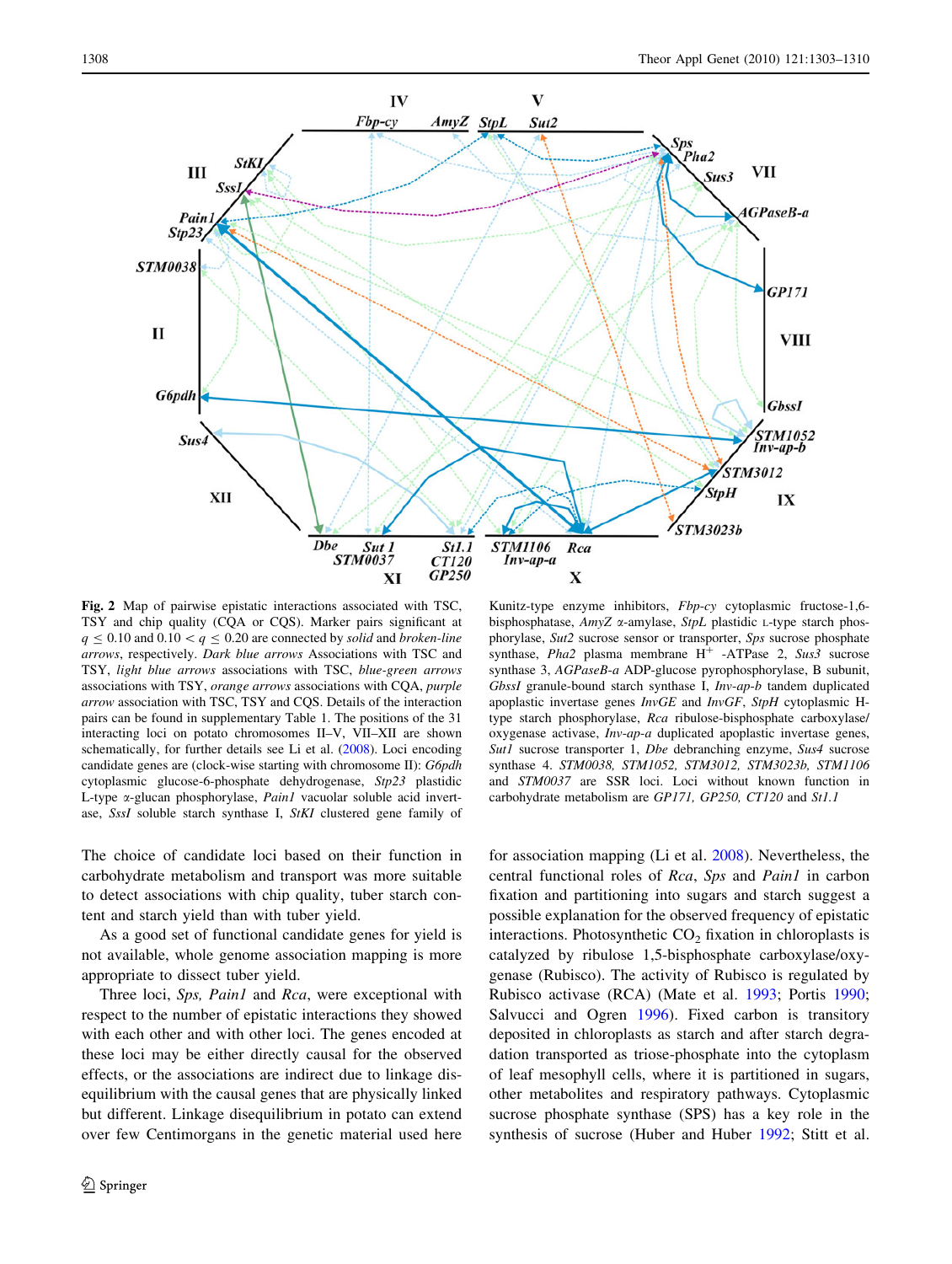**Fig. 2** Map of pairwise epistatic interactions associated with TSC, TSY and chip quality (CQA or CQS). Marker pairs significant at $q \leq 0.10$ and $0.10 < q \leq 0.20$ are connected by *solid* and *broken-line arrows*, respectively. *Dark blue arrows* Associations with TSC and TSY, *light blue arrows* associations with TSC, *blue-green arrows* associations with TSY, *orange arrows* associations with CQA, *purple arrow* association with TSC, TSY and CQS. Details of the interaction pairs can be found in supplementary Table 1. The positions of the 31 interacting loci on potato chromosomes II–V, VII–XII are shown schematically, for further details see Li et al. (2008). Loci encoding candidate genes are (clock-wise starting with chromosome II): *G6pdh* cytoplasmic glucose-6-phosphate dehydrogenase, *Stp23* plastidic L-type α-glucan phosphorylase, *Pain1* vacuolar soluble acid invertase, *SssI* soluble starch synthase I, *StKI* clustered gene family of Kunitz-type enzyme inhibitors, *Fbp-cy* cytoplasmic fructose-1,6-bisphosphatase, *AmyZ* α-amylase, *StpL* plastidic L-type starch phosphorylase, *Sut2* sucrose sensor or transporter, *Sps* sucrose phosphate synthase, *Pha2* plasma membrane $H^+$ -ATPase 2, *Sus3* sucrose synthase 3, *AGPaseB-a* ADP-glucose pyrophosphorylase, B subunit, *GbssI* granule-bound starch synthase I, *Inv-ap-b* tandem duplicated apoplastic invertase genes *InvGE* and *InvGF*, *StpH* cytoplasmic H-type starch phosphorylase, *Rca* ribulose-bisphosphate carboxylase/oxygenase activase, *Inv-ap-a* duplicated apoplastic invertase genes, *Sut1* sucrose transporter 1, *Dbe* debranching enzyme, *Sus4* sucrose synthase 4. *STM0038, STM1052, STM3012, STM3023b, STM1106* and *STM0037* are SSR loci. Loci without known function in carbohydrate metabolism are *GP171, GP250, CT120* and *St1.1*

The choice of candidate loci based on their function in carbohydrate metabolism and transport was more suitable to detect associations with chip quality, tuber starch content and starch yield than with tuber yield.

As a good set of functional candidate genes for yield is not available, whole genome association mapping is more appropriate to dissect tuber yield.

Three loci, *Sps, Pain1* and *Rca*, were exceptional with respect to the number of epistatic interactions they showed with each other and with other loci. The genes encoded at these loci may be either directly causal for the observed effects, or the associations are indirect due to linkage disequilibrium with the causal genes that are physically linked but different. Linkage disequilibrium in potato can extend over few Centimorgans in the genetic material used here for association mapping (Li et al. 2008). Nevertheless, the central functional roles of *Rca*, *Sps* and *Pain1* in carbon fixation and partitioning into sugars and starch suggest a possible explanation for the observed frequency of epistatic interactions. Photosynthetic $CO_2$ fixation in chloroplasts is catalyzed by ribulose 1,5-bisphosphate carboxylase/oxygenase (Rubisco). The activity of Rubisco is regulated by Rubisco activase (RCA) (Mate et al. 1993; Portis 1990; Salvucci and Ogren 1996). Fixed carbon is transitory deposited in chloroplasts as starch and after starch degradation transported as triose-phosphate into the cytoplasm of leaf mesophyll cells, where it is partitioned in sugars, other metabolites and respiratory pathways. Cytoplasmic sucrose phosphate synthase (SPS) has a key role in the synthesis of sucrose (Huber and Huber 1992; Stitt et al.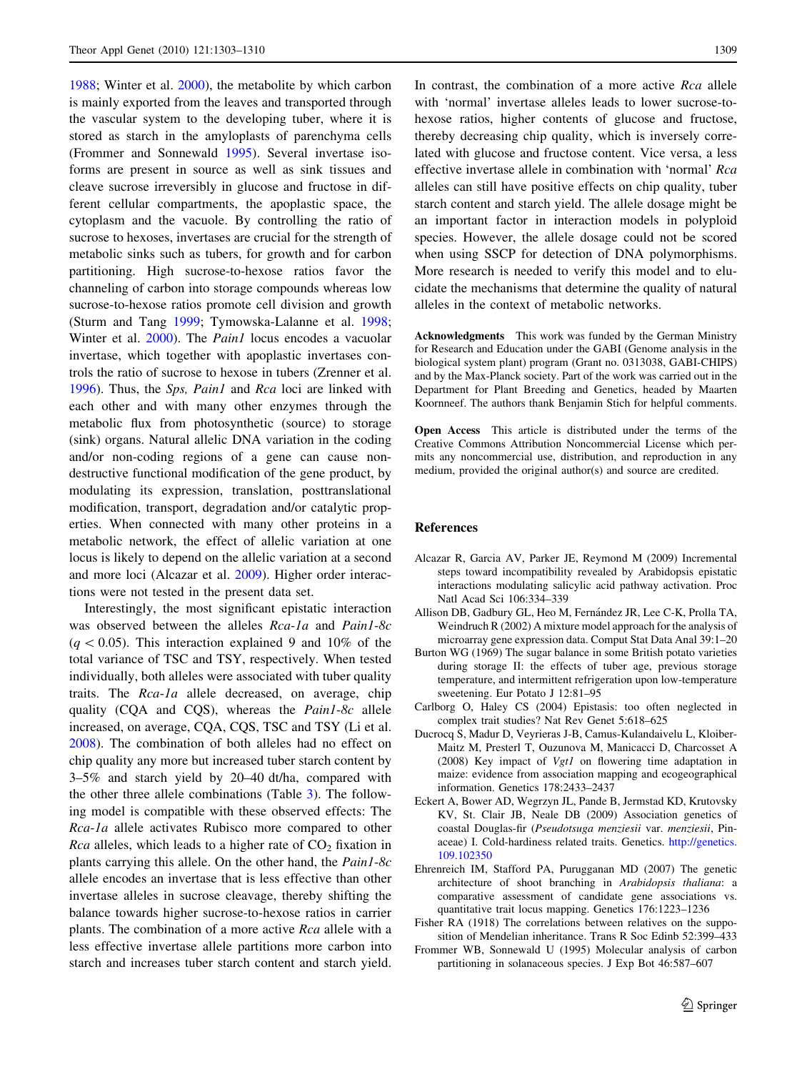1988; Winter et al. 2000), the metabolite by which carbon is mainly exported from the leaves and transported through the vascular system to the developing tuber, where it is stored as starch in the amyloplasts of parenchyma cells (Frommer and Sonnewald 1995). Several invertase isoforms are present in source as well as sink tissues and cleave sucrose irreversibly in glucose and fructose in different cellular compartments, the apoplastic space, the cytoplasm and the vacuole. By controlling the ratio of sucrose to hexoses, invertases are crucial for the strength of metabolic sinks such as tubers, for growth and for carbon partitioning. High sucrose-to-hexose ratios favor the channeling of carbon into storage compounds whereas low sucrose-to-hexose ratios promote cell division and growth (Sturm and Tang 1999; Tymowska-Lalanne et al. 1998; Winter et al. 2000). The *Pain1* locus encodes a vacuolar invertase, which together with apoplastic invertases controls the ratio of sucrose to hexose in tubers (Zrenner et al. 1996). Thus, the *Sps, Pain1* and *Rca* loci are linked with each other and with many other enzymes through the metabolic flux from photosynthetic (source) to storage (sink) organs. Natural allelic DNA variation in the coding and/or non-coding regions of a gene can cause non-destructive functional modification of the gene product, by modulating its expression, translation, posttranslational modification, transport, degradation and/or catalytic properties. When connected with many other proteins in a metabolic network, the effect of allelic variation at one locus is likely to depend on the allelic variation at a second and more loci (Alcazar et al. 2009). Higher order interactions were not tested in the present data set.

Interestingly, the most significant epistatic interaction was observed between the alleles *Rca-1a* and *Pain1-8c* ($q < 0.05$). This interaction explained 9 and 10% of the total variance of TSC and TSY, respectively. When tested individually, both alleles were associated with tuber quality traits. The *Rca-1a* allele decreased, on average, chip quality (CQA and CQS), whereas the *Pain1-8c* allele increased, on average, CQA, CQS, TSC and TSY (Li et al. 2008). The combination of both alleles had no effect on chip quality any more but increased tuber starch content by 3–5% and starch yield by 20–40 dt/ha, compared with the other three allele combinations (Table 3). The following model is compatible with these observed effects: The *Rca-1a* allele activates Rubisco more compared to other *Rca* alleles, which leads to a higher rate of $CO_2$ fixation in plants carrying this allele. On the other hand, the *Pain1-8c* allele encodes an invertase that is less effective than other invertase alleles in sucrose cleavage, thereby shifting the balance towards higher sucrose-to-hexose ratios in carrier plants. The combination of a more active *Rca* allele with a less effective invertase allele partitions more carbon into starch and increases tuber starch content and starch yield. In contrast, the combination of a more active *Rca* allele with 'normal' invertase alleles leads to lower sucrose-to-hexose ratios, higher contents of glucose and fructose, thereby decreasing chip quality, which is inversely correlated with glucose and fructose content. Vice versa, a less effective invertase allele in combination with 'normal' *Rca* alleles can still have positive effects on chip quality, tuber starch content and starch yield. The allele dosage might be an important factor in interaction models in polyploid species. However, the allele dosage could not be scored when using SSCP for detection of DNA polymorphisms. More research is needed to verify this model and to elucidate the mechanisms that determine the quality of natural alleles in the context of metabolic networks.

**Acknowledgments** This work was funded by the German Ministry for Research and Education under the GABI (Genome analysis in the biological system plant) program (Grant no. 0313038, GABI-CHIPS) and by the Max-Planck society. Part of the work was carried out in the Department for Plant Breeding and Genetics, headed by Maarten Koornneef. The authors thank Benjamin Stich for helpful comments.

**Open Access** This article is distributed under the terms of the Creative Commons Attribution Noncommercial License which permits any noncommercial use, distribution, and reproduction in any medium, provided the original author(s) and source are credited.

## References

Alcazar R, Garcia AV, Parker JE, Reymond M (2009) Incremental steps toward incompatibility revealed by Arabidopsis epistatic interactions modulating salicylic acid pathway activation. Proc Natl Acad Sci 106:334–339

Allison DB, Gadbury GL, Heo M, Fernández JR, Lee C-K, Prolla TA, Weindruch R (2002) A mixture model approach for the analysis of microarray gene expression data. Comput Stat Data Anal 39:1–20

Burton WG (1969) The sugar balance in some British potato varieties during storage II: the effects of tuber age, previous storage temperature, and intermittent refrigeration upon low-temperature sweetening. Eur Potato J 12:81–95

Carlborg O, Haley CS (2004) Epistasis: too often neglected in complex trait studies? Nat Rev Genet 5:618–625

Ducrocq S, Madur D, Veyrieras J-B, Camus-Kulandaivelu L, Kloiber-Maitz M, Presterl T, Ouzunova M, Manicacci D, Charcosset A (2008) Key impact of *Vgt1* on flowering time adaptation in maize: evidence from association mapping and ecogeographical information. Genetics 178:2433–2437

Eckert A, Bower AD, Wegrzyn JL, Pande B, Jermstad KD, Krutovsky KV, St. Clair JB, Neale DB (2009) Association genetics of coastal Douglas-fir (*Pseudotsuga menziesii* var. *menziesii*, Pinaceae) I. Cold-hardiness related traits. Genetics. http://genetics.109.102350

Ehrenreich IM, Stafford PA, Purugganan MD (2007) The genetic architecture of shoot branching in *Arabidopsis thaliana*: a comparative assessment of candidate gene associations vs. quantitative trait locus mapping. Genetics 176:1223–1236

Fisher RA (1918) The correlations between relatives on the supposition of Mendelian inheritance. Trans R Soc Edinb 52:399–433

Frommer WB, Sonnewald U (1995) Molecular analysis of carbon partitioning in solanaceous species. J Exp Bot 46:587–607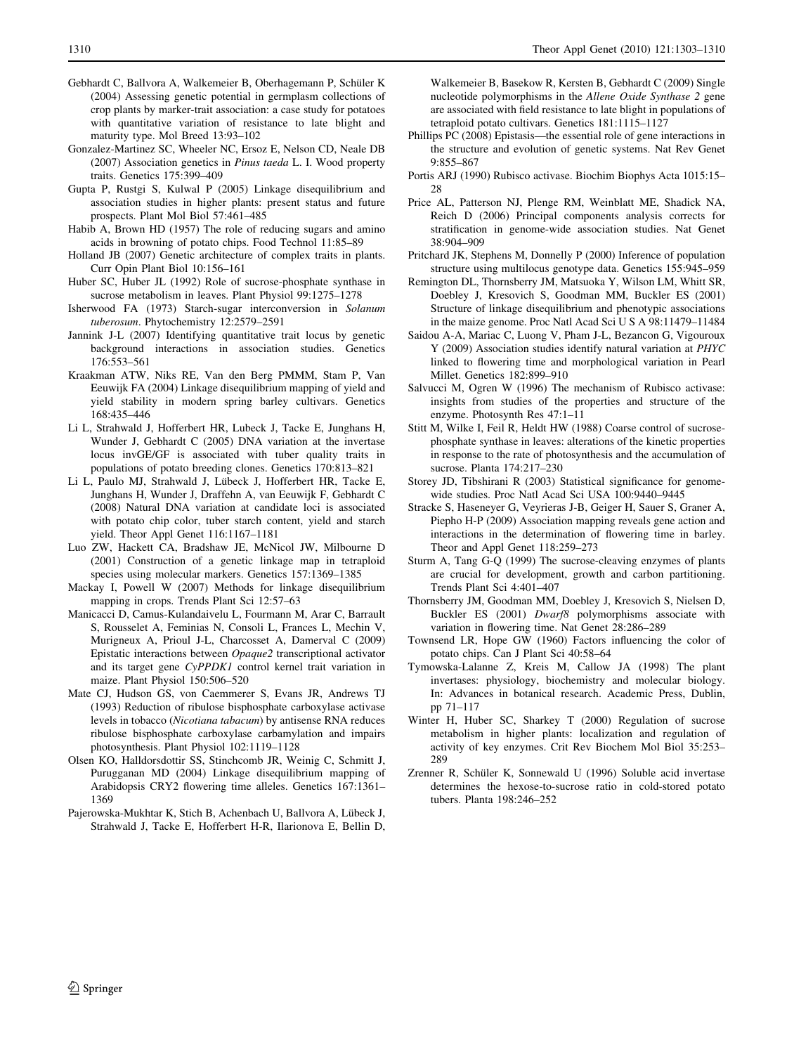Gebhardt C, Ballvora A, Walkemeier B, Oberhagemann P, Schüler K (2004) Assessing genetic potential in germplasm collections of crop plants by marker-trait association: a case study for potatoes with quantitative variation of resistance to late blight and maturity type. Mol Breed 13:93–102

Gonzalez-Martinez SC, Wheeler NC, Ersoz E, Nelson CD, Neale DB (2007) Association genetics in *Pinus taeda* L. I. Wood property traits. Genetics 175:399–409

Gupta P, Rustgi S, Kulwal P (2005) Linkage disequilibrium and association studies in higher plants: present status and future prospects. Plant Mol Biol 57:461–485

Habib A, Brown HD (1957) The role of reducing sugars and amino acids in browning of potato chips. Food Technol 11:85–89

Holland JB (2007) Genetic architecture of complex traits in plants. Curr Opin Plant Biol 10:156–161

Huber SC, Huber JL (1992) Role of sucrose-phosphate synthase in sucrose metabolism in leaves. Plant Physiol 99:1275–1278

Isherwood FA (1973) Starch-sugar interconversion in *Solanum tuberosum*. Phytochemistry 12:2579–2591

Jannink J-L (2007) Identifying quantitative trait locus by genetic background interactions in association studies. Genetics 176:553–561

Kraakman ATW, Niks RE, Van den Berg PMMM, Stam P, Van Eeuwijk FA (2004) Linkage disequilibrium mapping of yield and yield stability in modern spring barley cultivars. Genetics 168:435–446

Li L, Strahwald J, Hofferbert HR, Lubeck J, Tacke E, Junghans H, Wunder J, Gebhardt C (2005) DNA variation at the invertase locus invGE/GF is associated with tuber quality traits in populations of potato breeding clones. Genetics 170:813–821

Li L, Paulo MJ, Strahwald J, Lübeck J, Hofferbert HR, Tacke E, Junghans H, Wunder J, Draffehn A, van Eeuwijk F, Gebhardt C (2008) Natural DNA variation at candidate loci is associated with potato chip color, tuber starch content, yield and starch yield. Theor Appl Genet 116:1167–1181

Luo ZW, Hackett CA, Bradshaw JE, McNicol JW, Milbourne D (2001) Construction of a genetic linkage map in tetraploid species using molecular markers. Genetics 157:1369–1385

Mackay I, Powell W (2007) Methods for linkage disequilibrium mapping in crops. Trends Plant Sci 12:57–63

Manicacci D, Camus-Kulandaivelu L, Fourmann M, Arar C, Barrault S, Rousselet A, Feminias N, Consoli L, Frances L, Mechin V, Murigneux A, Prioul J-L, Charcosset A, Damerval C (2009) Epistatic interactions between *Opaque2* transcriptional activator and its target gene *CyPPDK1* control kernel trait variation in maize. Plant Physiol 150:506–520

Mate CJ, Hudson GS, von Caemmerer S, Evans JR, Andrews TJ (1993) Reduction of ribulose bisphosphate carboxylase activase levels in tobacco (*Nicotiana tabacum*) by antisense RNA reduces ribulose bisphosphate carboxylase carbamylation and impairs photosynthesis. Plant Physiol 102:1119–1128

Olsen KO, Halldorsdottir SS, Stinchcomb JR, Weinig C, Schmitt J, Purugganan MD (2004) Linkage disequilibrium mapping of Arabidopsis CRY2 flowering time alleles. Genetics 167:1361–1369

Pajerowska-Mukhtar K, Stich B, Achenbach U, Ballvora A, Lübeck J, Strahwald J, Tacke E, Hofferbert H-R, Ilarionova E, Bellin D, Walkemeier B, Basekow R, Kersten B, Gebhardt C (2009) Single nucleotide polymorphisms in the *Allene Oxide Synthase 2* gene are associated with field resistance to late blight in populations of tetraploid potato cultivars. Genetics 181:1115–1127

Phillips PC (2008) Epistasis—the essential role of gene interactions in the structure and evolution of genetic systems. Nat Rev Genet 9:855–867

Portis ARJ (1990) Rubisco activase. Biochim Biophys Acta 1015:15–28

Price AL, Patterson NJ, Plenge RM, Weinblatt ME, Shadick NA, Reich D (2006) Principal components analysis corrects for stratification in genome-wide association studies. Nat Genet 38:904–909

Pritchard JK, Stephens M, Donnelly P (2000) Inference of population structure using multilocus genotype data. Genetics 155:945–959

Remington DL, Thornsberry JM, Matsuoka Y, Wilson LM, Whitt SR, Doebley J, Kresovich S, Goodman MM, Buckler ES (2001) Structure of linkage disequilibrium and phenotypic associations in the maize genome. Proc Natl Acad Sci U S A 98:11479–11484

Saidou A-A, Mariac C, Luong V, Pham J-L, Bezancon G, Vigouroux Y (2009) Association studies identify natural variation at *PHYC* linked to flowering time and morphological variation in Pearl Millet. Genetics 182:899–910

Salvucci M, Ogren W (1996) The mechanism of Rubisco activase: insights from studies of the properties and structure of the enzyme. Photosynth Res 47:1–11

Stitt M, Wilke I, Feil R, Heldt HW (1988) Coarse control of sucrose-phosphate synthase in leaves: alterations of the kinetic properties in response to the rate of photosynthesis and the accumulation of sucrose. Planta 174:217–230

Storey JD, Tibshirani R (2003) Statistical significance for genome-wide studies. Proc Natl Acad Sci USA 100:9440–9445

Stracke S, Haseneyer G, Veyrieras J-B, Geiger H, Sauer S, Graner A, Piepho H-P (2009) Association mapping reveals gene action and interactions in the determination of flowering time in barley. Theor and Appl Genet 118:259–273

Sturm A, Tang G-Q (1999) The sucrose-cleaving enzymes of plants are crucial for development, growth and carbon partitioning. Trends Plant Sci 4:401–407

Thornsberry JM, Goodman MM, Doebley J, Kresovich S, Nielsen D, Buckler ES (2001) *Dwarf8* polymorphisms associate with variation in flowering time. Nat Genet 28:286–289

Townsend LR, Hope GW (1960) Factors influencing the color of potato chips. Can J Plant Sci 40:58–64

Tymowska-Lalanne Z, Kreis M, Callow JA (1998) The plant invertases: physiology, biochemistry and molecular biology. In: Advances in botanical research. Academic Press, Dublin, pp 71–117

Winter H, Huber SC, Sharkey T (2000) Regulation of sucrose metabolism in higher plants: localization and regulation of activity of key enzymes. Crit Rev Biochem Mol Biol 35:253–289

Zrenner R, Schüler K, Sonnewald U (1996) Soluble acid invertase determines the hexose-to-sucrose ratio in cold-stored potato tubers. Planta 198:246–252